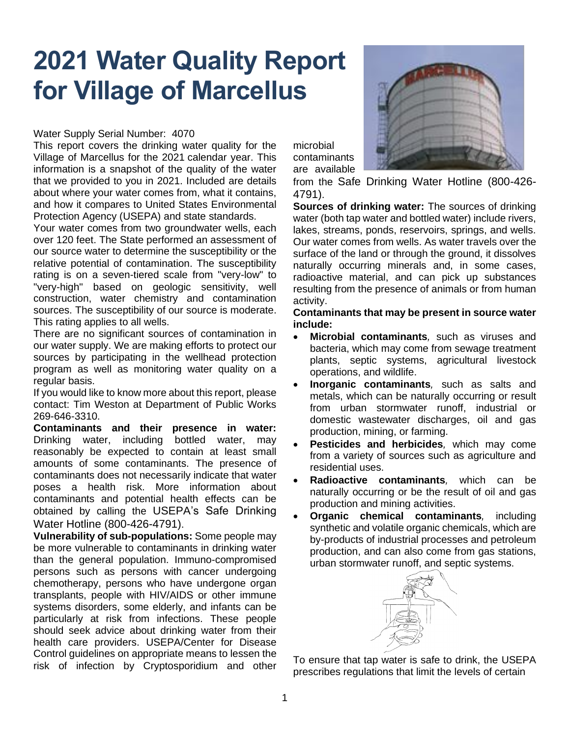# 2021 Water Quality Report for Village of Marcellus

Water Supply Serial Number: 4070

This report covers the drinking water quality for the Village of Marcellus for the 2021 calendar year. This information is a snapshot of the quality of the water that we provided to you in 2021. Included are details about where your water comes from, what it contains, and how it compares to United States Environmental Protection Agency (USEPA) and state standards.

Your water comes from two groundwater wells, each over 120 feet. The State performed an assessment of our source water to determine the susceptibility or the relative potential of contamination. The susceptibility rating is on a seven-tiered scale from "very-low" to "very-high" based on geologic sensitivity, well construction, water chemistry and contamination sources. The susceptibility of our source is moderate. This rating applies to all wells.

There are no significant sources of contamination in our water supply. We are making efforts to protect our sources by participating in the wellhead protection program as well as monitoring water quality on a regular basis.

If you would like to know more about this report, please contact: Tim Weston at Department of Public Works 269-646-3310.

**Contaminants and their presence in water:** Drinking water, including bottled water, may reasonably be expected to contain at least small amounts of some contaminants. The presence of contaminants does not necessarily indicate that water poses a health risk. More information about contaminants and potential health effects can be obtained by calling the USEPA's Safe Drinking Water Hotline (800-426-4791).

**Vulnerability of sub-populations:** Some people may be more vulnerable to contaminants in drinking water than the general population. Immuno-compromised persons such as persons with cancer undergoing chemotherapy, persons who have undergone organ transplants, people with HIV/AIDS or other immune systems disorders, some elderly, and infants can be particularly at risk from infections. These people should seek advice about drinking water from their health care providers. USEPA/Center for Disease Control guidelines on appropriate means to lessen the risk of infection by Cryptosporidium and other microbial contaminants are available from the Safe Drinking Water Hotline (800-426-4791).

**Sources of drinking water:** The sources of drinking water (both tap water and bottled water) include rivers, lakes, streams, ponds, reservoirs, springs, and wells. Our water comes from wells. As water travels over the surface of the land or through the ground, it dissolves naturally occurring minerals and, in some cases, radioactive material, and can pick up substances resulting from the presence of animals or from human activity.

**Contaminants that may be present in source water include:**

- **Microbial contaminants**, such as viruses and bacteria, which may come from sewage treatment plants, septic systems, agricultural livestock operations, and wildlife.
- **Inorganic contaminants**, such as salts and metals, which can be naturally occurring or result from urban stormwater runoff, industrial or domestic wastewater discharges, oil and gas production, mining, or farming.
- **Pesticides and herbicides**, which may come from a variety of sources such as agriculture and residential uses.
- **Radioactive contaminants**, which can be naturally occurring or be the result of oil and gas production and mining activities.
- **Organic chemical contaminants**, including synthetic and volatile organic chemicals, which are by-products of industrial processes and petroleum production, and can also come from gas stations, urban stormwater runoff, and septic systems.

To ensure that tap water is safe to drink, the USEPA prescribes regulations that limit the levels of certain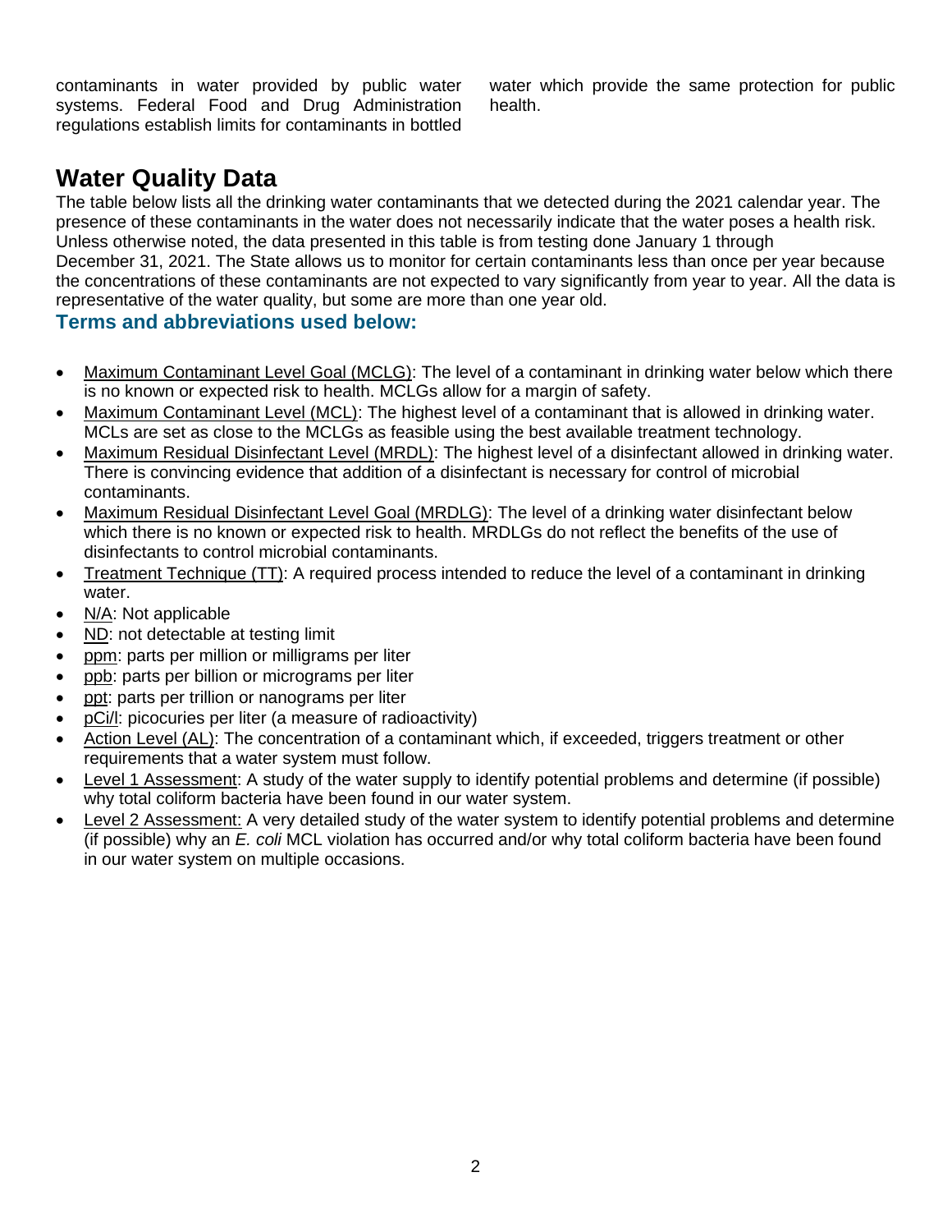contaminants in water provided by public water systems. Federal Food and Drug Administration regulations establish limits for contaminants in bottled water which provide the same protection for public health.

## Water Quality Data

The table below lists all the drinking water contaminants that we detected during the 2021 calendar year. The presence of these contaminants in the water does not necessarily indicate that the water poses a health risk. Unless otherwise noted, the data presented in this table is from testing done January 1 through December 31, 2021. The State allows us to monitor for certain contaminants less than once per year because the concentrations of these contaminants are not expected to vary significantly from year to year. All the data is representative of the water quality, but some are more than one year old.

### Terms and abbreviations used below:

- Maximum Contaminant Level Goal (MCLG): The level of a contaminant in drinking water below which there is no known or expected risk to health. MCLGs allow for a margin of safety.
- Maximum Contaminant Level (MCL): The highest level of a contaminant that is allowed in drinking water. MCLs are set as close to the MCLGs as feasible using the best available treatment technology.
- Maximum Residual Disinfectant Level (MRDL): The highest level of a disinfectant allowed in drinking water. There is convincing evidence that addition of a disinfectant is necessary for control of microbial contaminants.
- Maximum Residual Disinfectant Level Goal (MRDLG): The level of a drinking water disinfectant below which there is no known or expected risk to health. MRDLGs do not reflect the benefits of the use of disinfectants to control microbial contaminants.
- Treatment Technique (TT): A required process intended to reduce the level of a contaminant in drinking water.
- N/A: Not applicable
- ND: not detectable at testing limit
- ppm: parts per million or milligrams per liter
- ppb: parts per billion or micrograms per liter
- ppt: parts per trillion or nanograms per liter
- pCi/l: picocuries per liter (a measure of radioactivity)
- Action Level (AL): The concentration of a contaminant which, if exceeded, triggers treatment or other requirements that a water system must follow.
- Level 1 Assessment: A study of the water supply to identify potential problems and determine (if possible) why total coliform bacteria have been found in our water system.
- Level 2 Assessment: A very detailed study of the water system to identify potential problems and determine (if possible) why an *E. coli* MCL violation has occurred and/or why total coliform bacteria have been found in our water system on multiple occasions.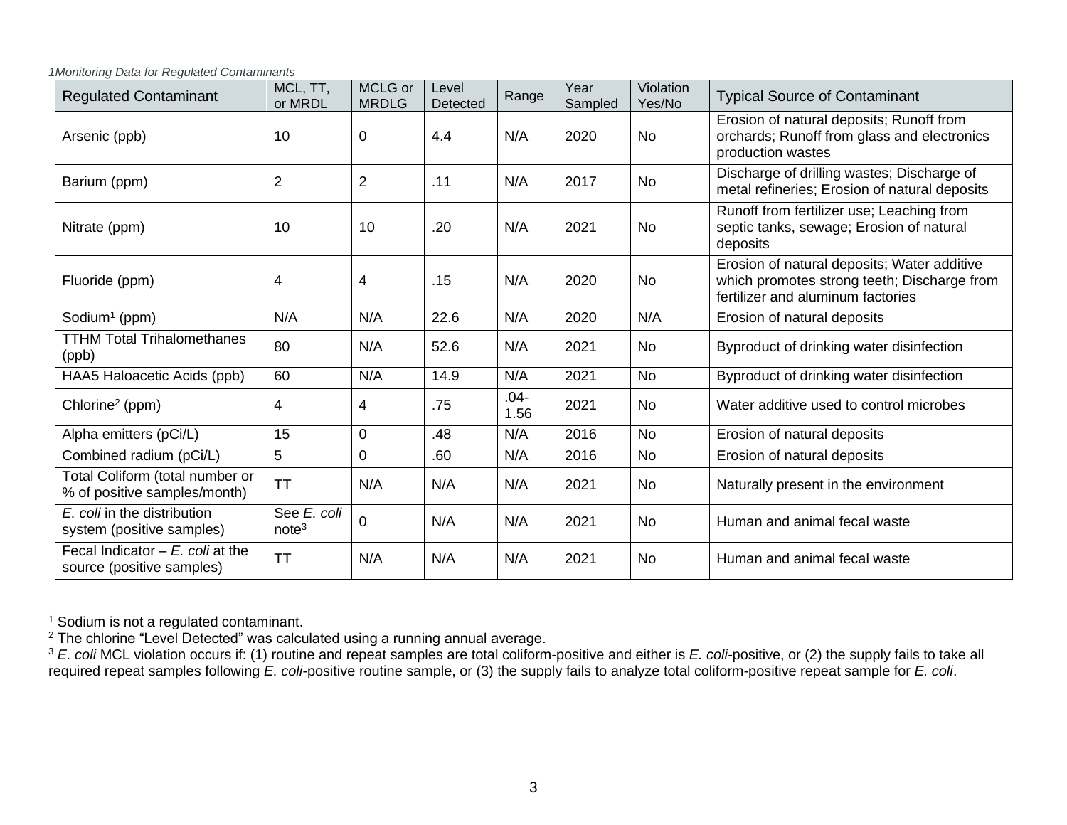*1Monitoring Data for Regulated Contaminants*

| Regulated Contaminant | MCL, TT, or MRDL | MCLG or MRDLG | Level Detected | Range | Year Sampled | Violation Yes/No | Typical Source of Contaminant |
|---|---|---|---|---|---|---|---|
| Arsenic (ppb) | 10 | 0 | 4.4 | N/A | 2020 | No | Erosion of natural deposits; Runoff from orchards; Runoff from glass and electronics production wastes |
| Barium (ppm) | 2 | 2 | .11 | N/A | 2017 | No | Discharge of drilling wastes; Discharge of metal refineries; Erosion of natural deposits |
| Nitrate (ppm) | 10 | 10 | .20 | N/A | 2021 | No | Runoff from fertilizer use; Leaching from septic tanks, sewage; Erosion of natural deposits |
| Fluoride (ppm) | 4 | 4 | .15 | N/A | 2020 | No | Erosion of natural deposits; Water additive which promotes strong teeth; Discharge from fertilizer and aluminum factories |
| Sodium[1] (ppm) | N/A | N/A | 22.6 | N/A | 2020 | N/A | Erosion of natural deposits |
| TTHM Total Trihalomethanes (ppb) | 80 | N/A | 52.6 | N/A | 2021 | No | Byproduct of drinking water disinfection |
| HAA5 Haloacetic Acids (ppb) | 60 | N/A | 14.9 | N/A | 2021 | No | Byproduct of drinking water disinfection |
| Chlorine[2] (ppm) | 4 | 4 | .75 | .04-1.56 | 2021 | No | Water additive used to control microbes |
| Alpha emitters (pCi/L) | 15 | 0 | .48 | N/A | 2016 | No | Erosion of natural deposits |
| Combined radium (pCi/L) | 5 | 0 | .60 | N/A | 2016 | No | Erosion of natural deposits |
| Total Coliform (total number or % of positive samples/month) | TT | N/A | N/A | N/A | 2021 | No | Naturally present in the environment |
| *E. coli* in the distribution system (positive samples) | See *E. coli* note[3] | 0 | N/A | N/A | 2021 | No | Human and animal fecal waste |
| Fecal Indicator – *E. coli* at the source (positive samples) | TT | N/A | N/A | N/A | 2021 | No | Human and animal fecal waste |

[1] Sodium is not a regulated contaminant.

[2] The chlorine "Level Detected" was calculated using a running annual average.

[3] *E. coli* MCL violation occurs if: (1) routine and repeat samples are total coliform-positive and either is *E. coli*-positive, or (2) the supply fails to take all required repeat samples following *E. coli*-positive routine sample, or (3) the supply fails to analyze total coliform-positive repeat sample for *E. coli*.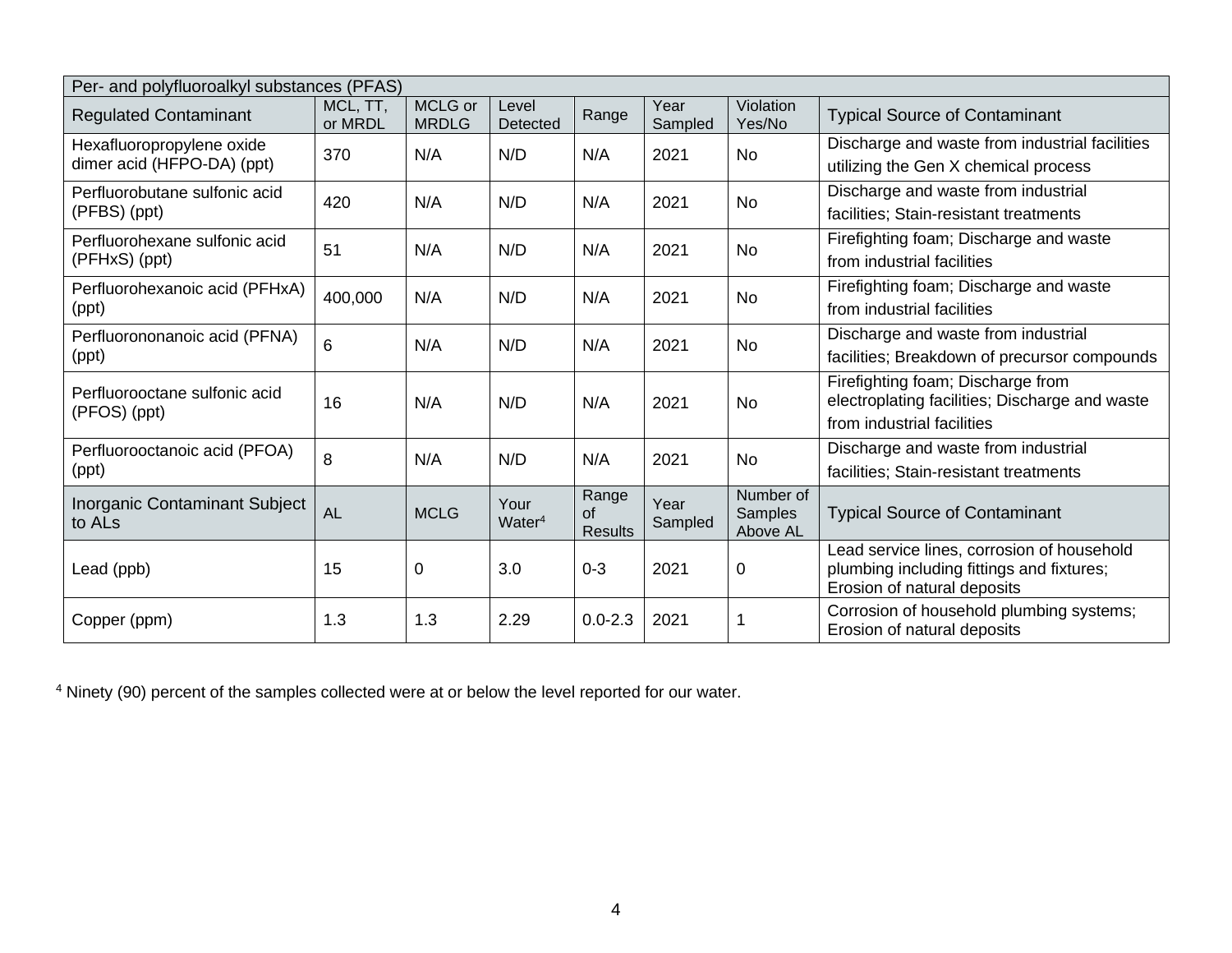| Per- and polyfluoroalkyl substances (PFAS) | | | | | | | |
|---|---|---|---|---|---|---|---|
| Regulated Contaminant | MCL, TT, or MRDL | MCLG or MRDLG | Level Detected | Range | Year Sampled | Violation Yes/No | Typical Source of Contaminant |
| Hexafluoropropylene oxide dimer acid (HFPO-DA) (ppt) | 370 | N/A | N/D | N/A | 2021 | No | Discharge and waste from industrial facilities utilizing the Gen X chemical process |
| Perfluorobutane sulfonic acid (PFBS) (ppt) | 420 | N/A | N/D | N/A | 2021 | No | Discharge and waste from industrial facilities; Stain-resistant treatments |
| Perfluorohexane sulfonic acid (PFHxS) (ppt) | 51 | N/A | N/D | N/A | 2021 | No | Firefighting foam; Discharge and waste from industrial facilities |
| Perfluorohexanoic acid (PFHxA) (ppt) | 400,000 | N/A | N/D | N/A | 2021 | No | Firefighting foam; Discharge and waste from industrial facilities |
| Perfluorononanoic acid (PFNA) (ppt) | 6 | N/A | N/D | N/A | 2021 | No | Discharge and waste from industrial facilities; Breakdown of precursor compounds |
| Perfluorooctane sulfonic acid (PFOS) (ppt) | 16 | N/A | N/D | N/A | 2021 | No | Firefighting foam; Discharge from electroplating facilities; Discharge and waste from industrial facilities |
| Perfluorooctanoic acid (PFOA) (ppt) | 8 | N/A | N/D | N/A | 2021 | No | Discharge and waste from industrial facilities; Stain-resistant treatments |
| Inorganic Contaminant Subject to ALs | AL | MCLG | Your Water[4] | Range of Results | Year Sampled | Number of Samples Above AL | Typical Source of Contaminant |
| Lead (ppb) | 15 | 0 | 3.0 | 0-3 | 2021 | 0 | Lead service lines, corrosion of household plumbing including fittings and fixtures; Erosion of natural deposits |
| Copper (ppm) | 1.3 | 1.3 | 2.29 | 0.0-2.3 | 2021 | 1 | Corrosion of household plumbing systems; Erosion of natural deposits |

[4] Ninety (90) percent of the samples collected were at or below the level reported for our water.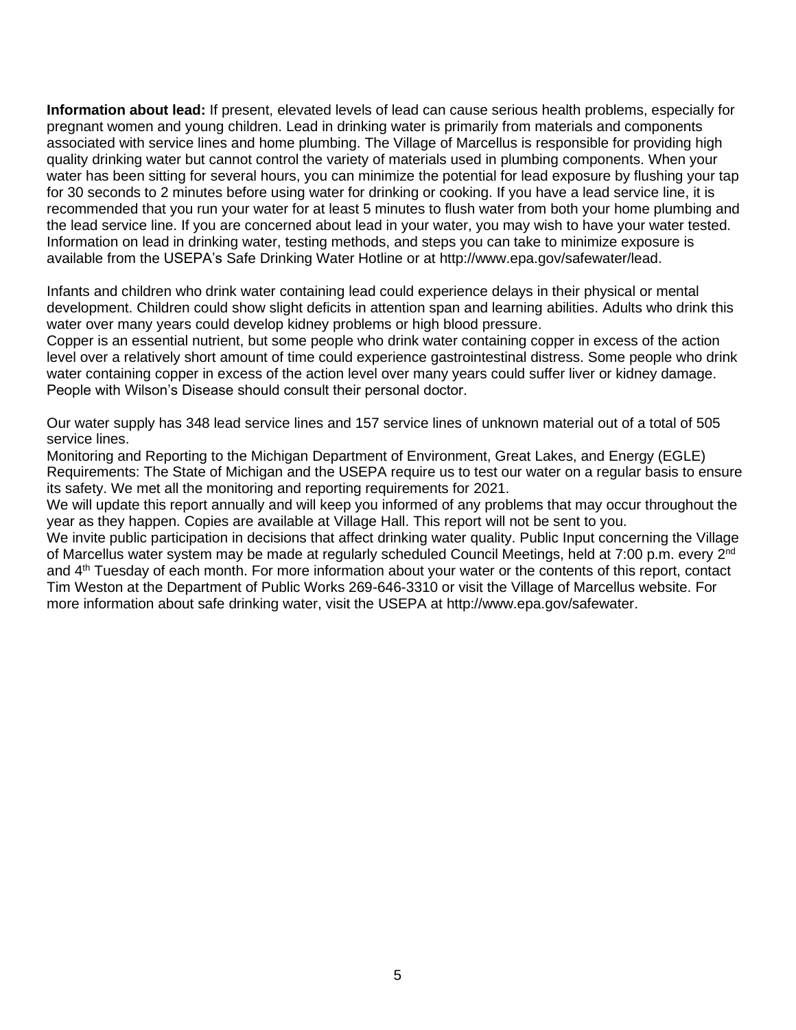**Information about lead:** If present, elevated levels of lead can cause serious health problems, especially for pregnant women and young children. Lead in drinking water is primarily from materials and components associated with service lines and home plumbing. The Village of Marcellus is responsible for providing high quality drinking water but cannot control the variety of materials used in plumbing components. When your water has been sitting for several hours, you can minimize the potential for lead exposure by flushing your tap for 30 seconds to 2 minutes before using water for drinking or cooking. If you have a lead service line, it is recommended that you run your water for at least 5 minutes to flush water from both your home plumbing and the lead service line. If you are concerned about lead in your water, you may wish to have your water tested. Information on lead in drinking water, testing methods, and steps you can take to minimize exposure is available from the USEPA's Safe Drinking Water Hotline or at http://www.epa.gov/safewater/lead.

Infants and children who drink water containing lead could experience delays in their physical or mental development. Children could show slight deficits in attention span and learning abilities. Adults who drink this water over many years could develop kidney problems or high blood pressure.
Copper is an essential nutrient, but some people who drink water containing copper in excess of the action level over a relatively short amount of time could experience gastrointestinal distress. Some people who drink water containing copper in excess of the action level over many years could suffer liver or kidney damage. People with Wilson's Disease should consult their personal doctor.

Our water supply has 348 lead service lines and 157 service lines of unknown material out of a total of 505 service lines.
Monitoring and Reporting to the Michigan Department of Environment, Great Lakes, and Energy (EGLE) Requirements: The State of Michigan and the USEPA require us to test our water on a regular basis to ensure its safety. We met all the monitoring and reporting requirements for 2021.
We will update this report annually and will keep you informed of any problems that may occur throughout the year as they happen. Copies are available at Village Hall. This report will not be sent to you.
We invite public participation in decisions that affect drinking water quality. Public Input concerning the Village of Marcellus water system may be made at regularly scheduled Council Meetings, held at 7:00 p.m. every 2nd and 4th Tuesday of each month. For more information about your water or the contents of this report, contact Tim Weston at the Department of Public Works 269-646-3310 or visit the Village of Marcellus website. For more information about safe drinking water, visit the USEPA at http://www.epa.gov/safewater.